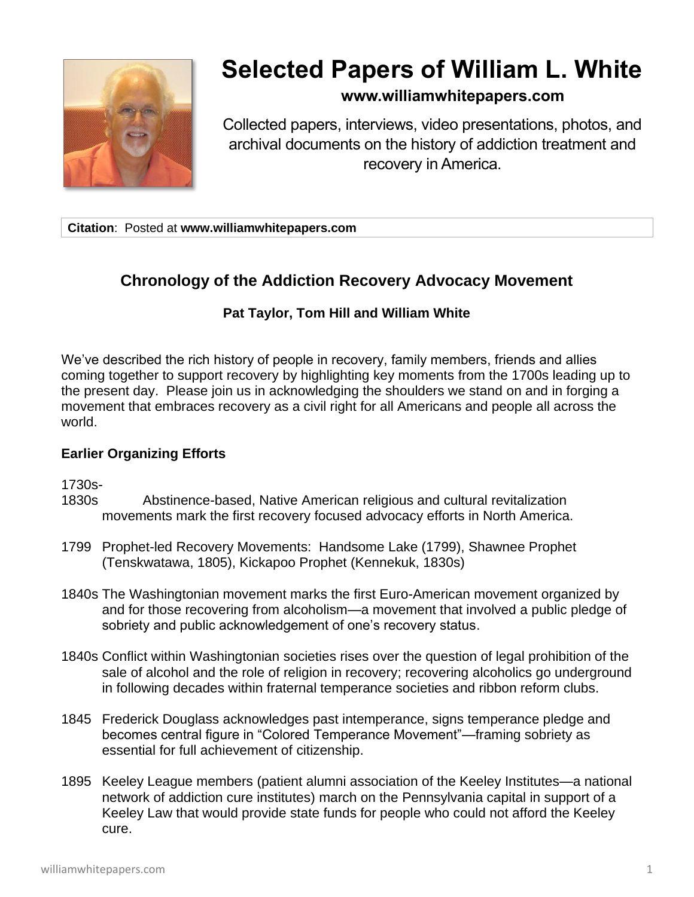# Selected Papers of William L. White

**www.williamwhitepapers.com**

Collected papers, interviews, video presentations, photos, and archival documents on the history of addiction treatment and recovery in America.

**Citation**: Posted at **www.williamwhitepapers.com**

## Chronology of the Addiction Recovery Advocacy Movement

**Pat Taylor, Tom Hill and William White**

We've described the rich history of people in recovery, family members, friends and allies coming together to support recovery by highlighting key moments from the 1700s leading up to the present day. Please join us in acknowledging the shoulders we stand on and in forging a movement that embraces recovery as a civil right for all Americans and people all across the world.

### Earlier Organizing Efforts

1730s-1830s Abstinence-based, Native American religious and cultural revitalization movements mark the first recovery focused advocacy efforts in North America.

1799 Prophet-led Recovery Movements: Handsome Lake (1799), Shawnee Prophet (Tenskwatawa, 1805), Kickapoo Prophet (Kennekuk, 1830s)

1840s The Washingtonian movement marks the first Euro-American movement organized by and for those recovering from alcoholism—a movement that involved a public pledge of sobriety and public acknowledgement of one's recovery status.

1840s Conflict within Washingtonian societies rises over the question of legal prohibition of the sale of alcohol and the role of religion in recovery; recovering alcoholics go underground in following decades within fraternal temperance societies and ribbon reform clubs.

1845 Frederick Douglass acknowledges past intemperance, signs temperance pledge and becomes central figure in "Colored Temperance Movement"—framing sobriety as essential for full achievement of citizenship.

1895 Keeley League members (patient alumni association of the Keeley Institutes—a national network of addiction cure institutes) march on the Pennsylvania capital in support of a Keeley Law that would provide state funds for people who could not afford the Keeley cure.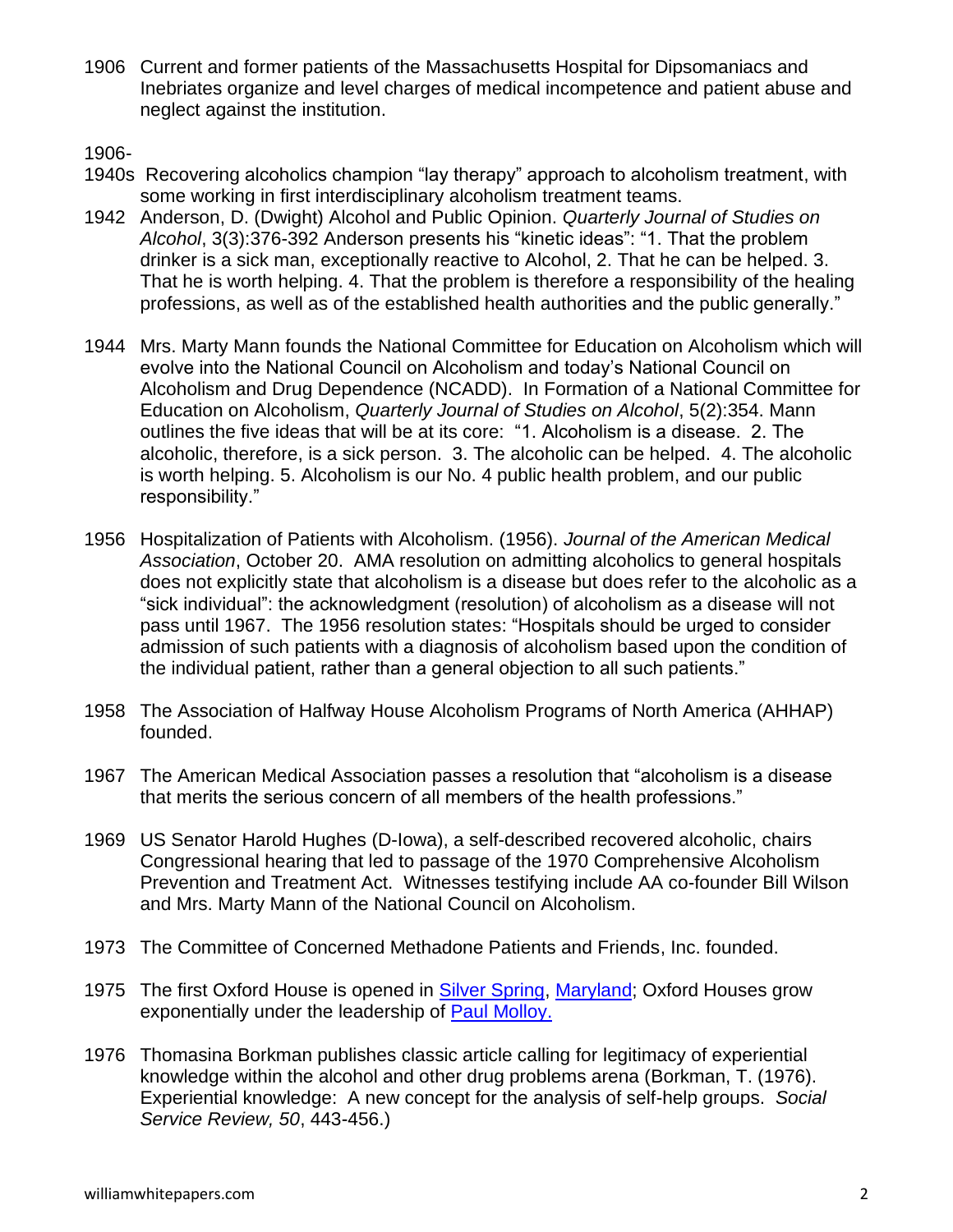1906 Current and former patients of the Massachusetts Hospital for Dipsomaniacs and Inebriates organize and level charges of medical incompetence and patient abuse and neglect against the institution.

1906-1940s Recovering alcoholics champion "lay therapy" approach to alcoholism treatment, with some working in first interdisciplinary alcoholism treatment teams.

1942 Anderson, D. (Dwight) Alcohol and Public Opinion. *Quarterly Journal of Studies on Alcohol*, 3(3):376-392 Anderson presents his "kinetic ideas": "1. That the problem drinker is a sick man, exceptionally reactive to Alcohol, 2. That he can be helped. 3. That he is worth helping. 4. That the problem is therefore a responsibility of the healing professions, as well as of the established health authorities and the public generally."

1944 Mrs. Marty Mann founds the National Committee for Education on Alcoholism which will evolve into the National Council on Alcoholism and today's National Council on Alcoholism and Drug Dependence (NCADD). In Formation of a National Committee for Education on Alcoholism, *Quarterly Journal of Studies on Alcohol*, 5(2):354. Mann outlines the five ideas that will be at its core: "1. Alcoholism is a disease. 2. The alcoholic, therefore, is a sick person. 3. The alcoholic can be helped. 4. The alcoholic is worth helping. 5. Alcoholism is our No. 4 public health problem, and our public responsibility."

1956 Hospitalization of Patients with Alcoholism. (1956). *Journal of the American Medical Association*, October 20. AMA resolution on admitting alcoholics to general hospitals does not explicitly state that alcoholism is a disease but does refer to the alcoholic as a "sick individual": the acknowledgment (resolution) of alcoholism as a disease will not pass until 1967. The 1956 resolution states: "Hospitals should be urged to consider admission of such patients with a diagnosis of alcoholism based upon the condition of the individual patient, rather than a general objection to all such patients."

1958 The Association of Halfway House Alcoholism Programs of North America (AHHAP) founded.

1967 The American Medical Association passes a resolution that "alcoholism is a disease that merits the serious concern of all members of the health professions."

1969 US Senator Harold Hughes (D-Iowa), a self-described recovered alcoholic, chairs Congressional hearing that led to passage of the 1970 Comprehensive Alcoholism Prevention and Treatment Act. Witnesses testifying include AA co-founder Bill Wilson and Mrs. Marty Mann of the National Council on Alcoholism.

1973 The Committee of Concerned Methadone Patients and Friends, Inc. founded.

1975 The first Oxford House is opened in Silver Spring, Maryland; Oxford Houses grow exponentially under the leadership of Paul Molloy.

1976 Thomasina Borkman publishes classic article calling for legitimacy of experiential knowledge within the alcohol and other drug problems arena (Borkman, T. (1976). Experiential knowledge: A new concept for the analysis of self-help groups. *Social Service Review, 50*, 443-456.)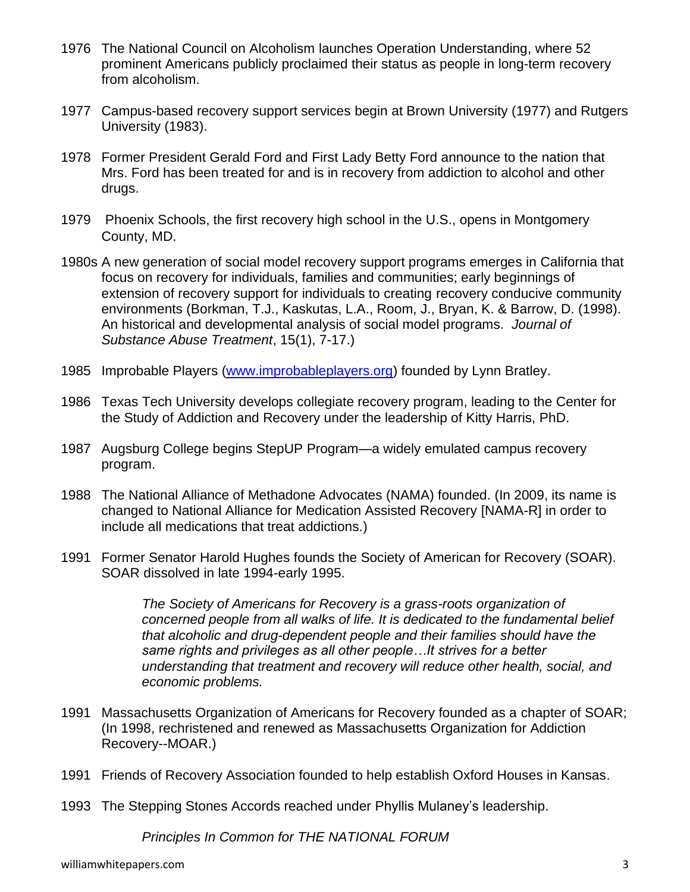1976 The National Council on Alcoholism launches Operation Understanding, where 52 prominent Americans publicly proclaimed their status as people in long-term recovery from alcoholism.

1977 Campus-based recovery support services begin at Brown University (1977) and Rutgers University (1983).

1978 Former President Gerald Ford and First Lady Betty Ford announce to the nation that Mrs. Ford has been treated for and is in recovery from addiction to alcohol and other drugs.

1979 Phoenix Schools, the first recovery high school in the U.S., opens in Montgomery County, MD.

1980s A new generation of social model recovery support programs emerges in California that focus on recovery for individuals, families and communities; early beginnings of extension of recovery support for individuals to creating recovery conducive community environments (Borkman, T.J., Kaskutas, L.A., Room, J., Bryan, K. & Barrow, D. (1998). An historical and developmental analysis of social model programs. *Journal of Substance Abuse Treatment*, 15(1), 7-17.)

1985 Improbable Players ([www.improbableplayers.org](http://www.improbableplayers.org)) founded by Lynn Bratley.

1986 Texas Tech University develops collegiate recovery program, leading to the Center for the Study of Addiction and Recovery under the leadership of Kitty Harris, PhD.

1987 Augsburg College begins StepUP Program—a widely emulated campus recovery program.

1988 The National Alliance of Methadone Advocates (NAMA) founded. (In 2009, its name is changed to National Alliance for Medication Assisted Recovery [NAMA-R] in order to include all medications that treat addictions.)

1991 Former Senator Harold Hughes founds the Society of American for Recovery (SOAR). SOAR dissolved in late 1994-early 1995.

> *The Society of Americans for Recovery is a grass-roots organization of concerned people from all walks of life. It is dedicated to the fundamental belief that alcoholic and drug-dependent people and their families should have the same rights and privileges as all other people…It strives for a better understanding that treatment and recovery will reduce other health, social, and economic problems.*

1991 Massachusetts Organization of Americans for Recovery founded as a chapter of SOAR; (In 1998, rechristened and renewed as Massachusetts Organization for Addiction Recovery--MOAR.)

1991 Friends of Recovery Association founded to help establish Oxford Houses in Kansas.

1993 The Stepping Stones Accords reached under Phyllis Mulaney's leadership.

*Principles In Common for THE NATIONAL FORUM*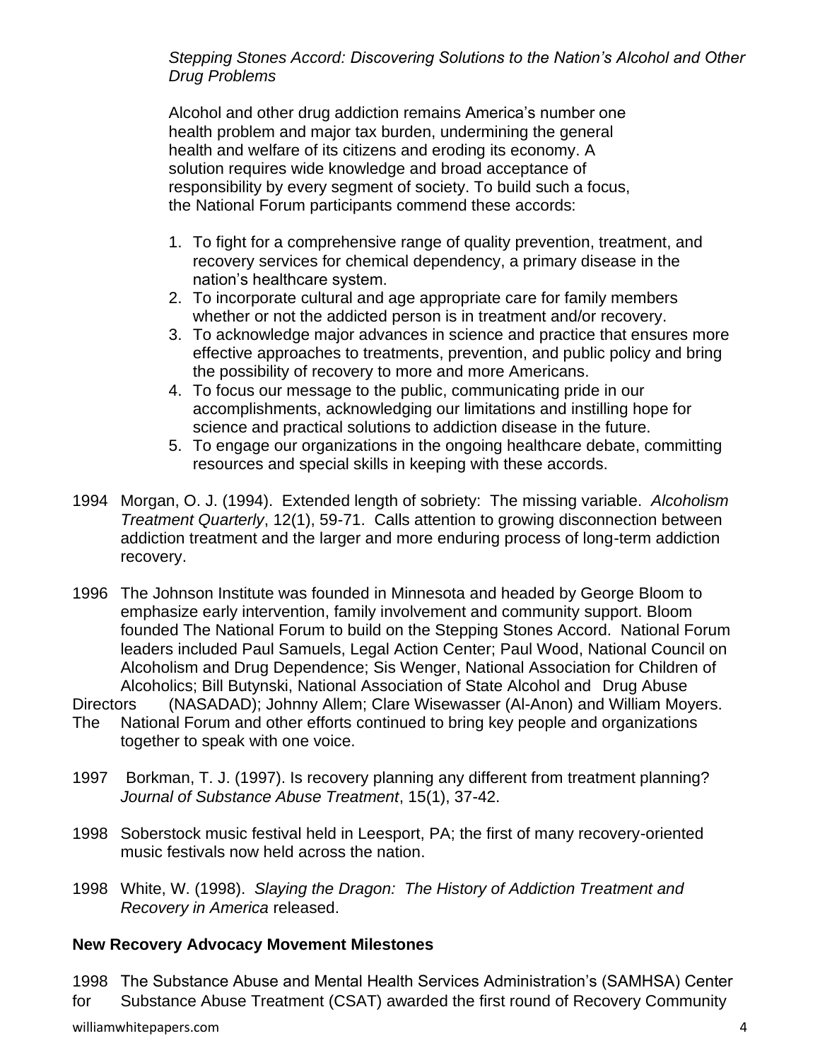*Stepping Stones Accord: Discovering Solutions to the Nation's Alcohol and Other Drug Problems*

Alcohol and other drug addiction remains America's number one health problem and major tax burden, undermining the general health and welfare of its citizens and eroding its economy. A solution requires wide knowledge and broad acceptance of responsibility by every segment of society. To build such a focus, the National Forum participants commend these accords:

1. To fight for a comprehensive range of quality prevention, treatment, and recovery services for chemical dependency, a primary disease in the nation's healthcare system.
2. To incorporate cultural and age appropriate care for family members whether or not the addicted person is in treatment and/or recovery.
3. To acknowledge major advances in science and practice that ensures more effective approaches to treatments, prevention, and public policy and bring the possibility of recovery to more and more Americans.
4. To focus our message to the public, communicating pride in our accomplishments, acknowledging our limitations and instilling hope for science and practical solutions to addiction disease in the future.
5. To engage our organizations in the ongoing healthcare debate, committing resources and special skills in keeping with these accords.

1994 Morgan, O. J. (1994). Extended length of sobriety: The missing variable. *Alcoholism Treatment Quarterly*, 12(1), 59-71. Calls attention to growing disconnection between addiction treatment and the larger and more enduring process of long-term addiction recovery.

1996 The Johnson Institute was founded in Minnesota and headed by George Bloom to emphasize early intervention, family involvement and community support. Bloom founded The National Forum to build on the Stepping Stones Accord. National Forum leaders included Paul Samuels, Legal Action Center; Paul Wood, National Council on Alcoholism and Drug Dependence; Sis Wenger, National Association for Children of Alcoholics; Bill Butynski, National Association of State Alcohol and Drug Abuse Directors (NASADAD); Johnny Allem; Clare Wisewasser (Al-Anon) and William Moyers. The National Forum and other efforts continued to bring key people and organizations together to speak with one voice.

1997 Borkman, T. J. (1997). Is recovery planning any different from treatment planning? *Journal of Substance Abuse Treatment*, 15(1), 37-42.

1998 Soberstock music festival held in Leesport, PA; the first of many recovery-oriented music festivals now held across the nation.

1998 White, W. (1998). *Slaying the Dragon: The History of Addiction Treatment and Recovery in America* released.

**New Recovery Advocacy Movement Milestones**

1998 The Substance Abuse and Mental Health Services Administration's (SAMHSA) Center for Substance Abuse Treatment (CSAT) awarded the first round of Recovery Community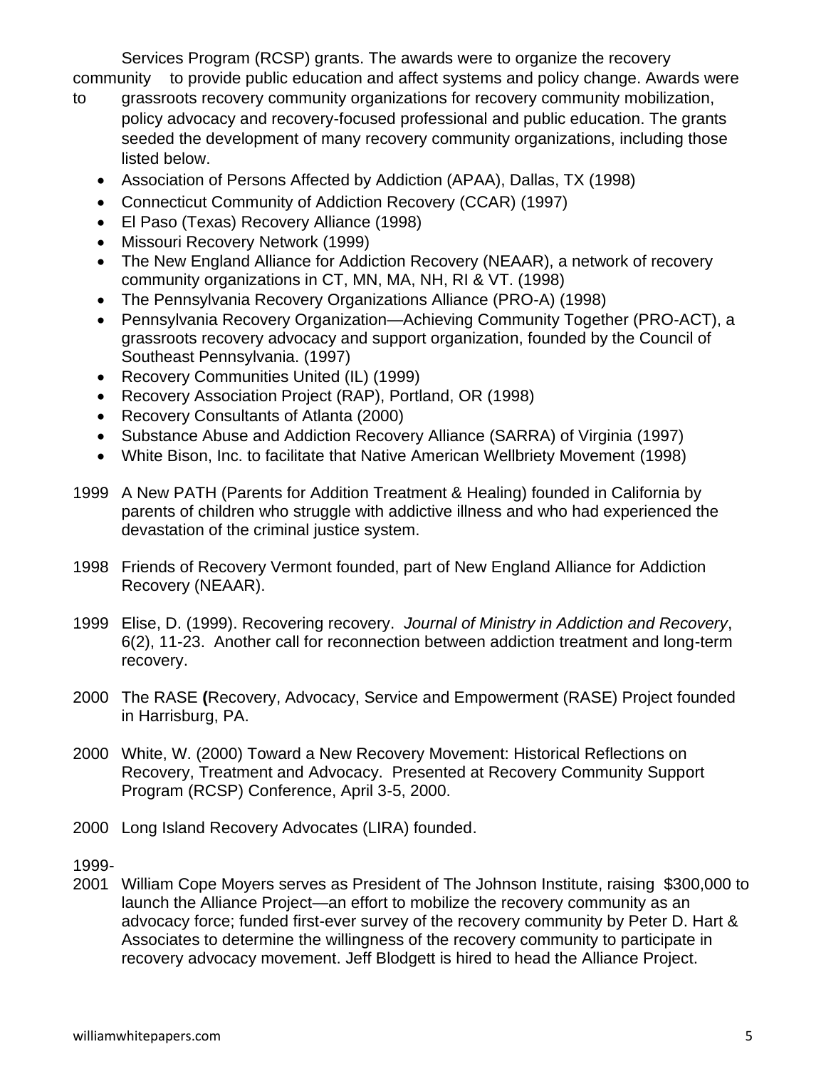Services Program (RCSP) grants. The awards were to organize the recovery community to provide public education and affect systems and policy change. Awards were to grassroots recovery community organizations for recovery community mobilization, policy advocacy and recovery-focused professional and public education. The grants seeded the development of many recovery community organizations, including those listed below.

- Association of Persons Affected by Addiction (APAA), Dallas, TX (1998)
- Connecticut Community of Addiction Recovery (CCAR) (1997)
- El Paso (Texas) Recovery Alliance (1998)
- Missouri Recovery Network (1999)
- The New England Alliance for Addiction Recovery (NEAAR), a network of recovery community organizations in CT, MN, MA, NH, RI & VT. (1998)
- The Pennsylvania Recovery Organizations Alliance (PRO-A) (1998)
- Pennsylvania Recovery Organization—Achieving Community Together (PRO-ACT), a grassroots recovery advocacy and support organization, founded by the Council of Southeast Pennsylvania. (1997)
- Recovery Communities United (IL) (1999)
- Recovery Association Project (RAP), Portland, OR (1998)
- Recovery Consultants of Atlanta (2000)
- Substance Abuse and Addiction Recovery Alliance (SARRA) of Virginia (1997)
- White Bison, Inc. to facilitate that Native American Wellbriety Movement (1998)

1999 A New PATH (Parents for Addition Treatment & Healing) founded in California by parents of children who struggle with addictive illness and who had experienced the devastation of the criminal justice system.

1998 Friends of Recovery Vermont founded, part of New England Alliance for Addiction Recovery (NEAAR).

1999 Elise, D. (1999). Recovering recovery. *Journal of Ministry in Addiction and Recovery*, 6(2), 11-23. Another call for reconnection between addiction treatment and long-term recovery.

2000 The RASE **(**Recovery, Advocacy, Service and Empowerment (RASE) Project founded in Harrisburg, PA.

2000 White, W. (2000) Toward a New Recovery Movement: Historical Reflections on Recovery, Treatment and Advocacy. Presented at Recovery Community Support Program (RCSP) Conference, April 3-5, 2000.

2000 Long Island Recovery Advocates (LIRA) founded.

1999-2001 William Cope Moyers serves as President of The Johnson Institute, raising $300,000 to launch the Alliance Project—an effort to mobilize the recovery community as an advocacy force; funded first-ever survey of the recovery community by Peter D. Hart & Associates to determine the willingness of the recovery community to participate in recovery advocacy movement. Jeff Blodgett is hired to head the Alliance Project.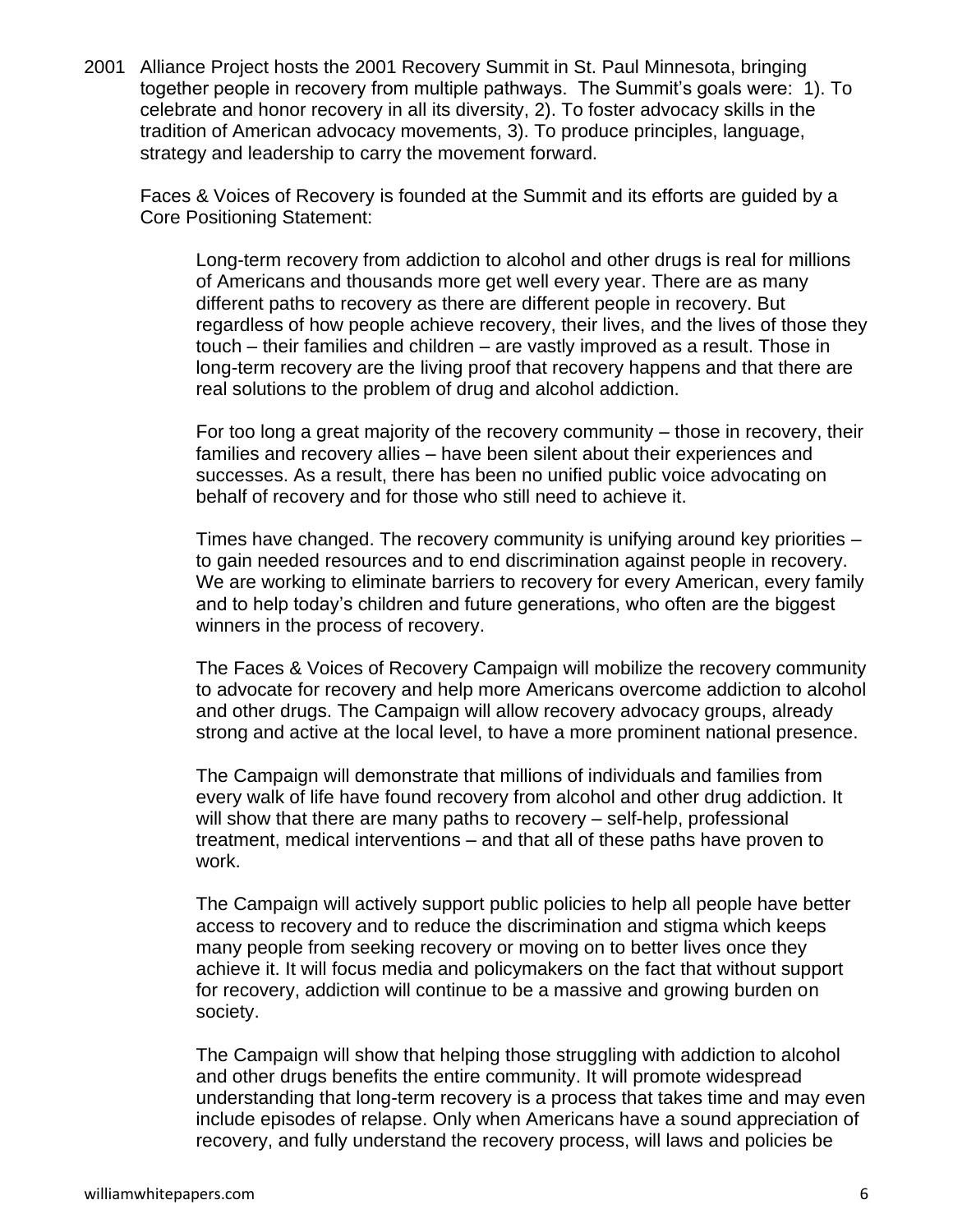2001 Alliance Project hosts the 2001 Recovery Summit in St. Paul Minnesota, bringing together people in recovery from multiple pathways. The Summit's goals were: 1). To celebrate and honor recovery in all its diversity, 2). To foster advocacy skills in the tradition of American advocacy movements, 3). To produce principles, language, strategy and leadership to carry the movement forward.

Faces & Voices of Recovery is founded at the Summit and its efforts are guided by a Core Positioning Statement:

> Long-term recovery from addiction to alcohol and other drugs is real for millions of Americans and thousands more get well every year. There are as many different paths to recovery as there are different people in recovery. But regardless of how people achieve recovery, their lives, and the lives of those they touch – their families and children – are vastly improved as a result. Those in long-term recovery are the living proof that recovery happens and that there are real solutions to the problem of drug and alcohol addiction.
>
> For too long a great majority of the recovery community – those in recovery, their families and recovery allies – have been silent about their experiences and successes. As a result, there has been no unified public voice advocating on behalf of recovery and for those who still need to achieve it.
>
> Times have changed. The recovery community is unifying around key priorities – to gain needed resources and to end discrimination against people in recovery. We are working to eliminate barriers to recovery for every American, every family and to help today's children and future generations, who often are the biggest winners in the process of recovery.
>
> The Faces & Voices of Recovery Campaign will mobilize the recovery community to advocate for recovery and help more Americans overcome addiction to alcohol and other drugs. The Campaign will allow recovery advocacy groups, already strong and active at the local level, to have a more prominent national presence.
>
> The Campaign will demonstrate that millions of individuals and families from every walk of life have found recovery from alcohol and other drug addiction. It will show that there are many paths to recovery – self-help, professional treatment, medical interventions – and that all of these paths have proven to work.
>
> The Campaign will actively support public policies to help all people have better access to recovery and to reduce the discrimination and stigma which keeps many people from seeking recovery or moving on to better lives once they achieve it. It will focus media and policymakers on the fact that without support for recovery, addiction will continue to be a massive and growing burden on society.
>
> The Campaign will show that helping those struggling with addiction to alcohol and other drugs benefits the entire community. It will promote widespread understanding that long-term recovery is a process that takes time and may even include episodes of relapse. Only when Americans have a sound appreciation of recovery, and fully understand the recovery process, will laws and policies be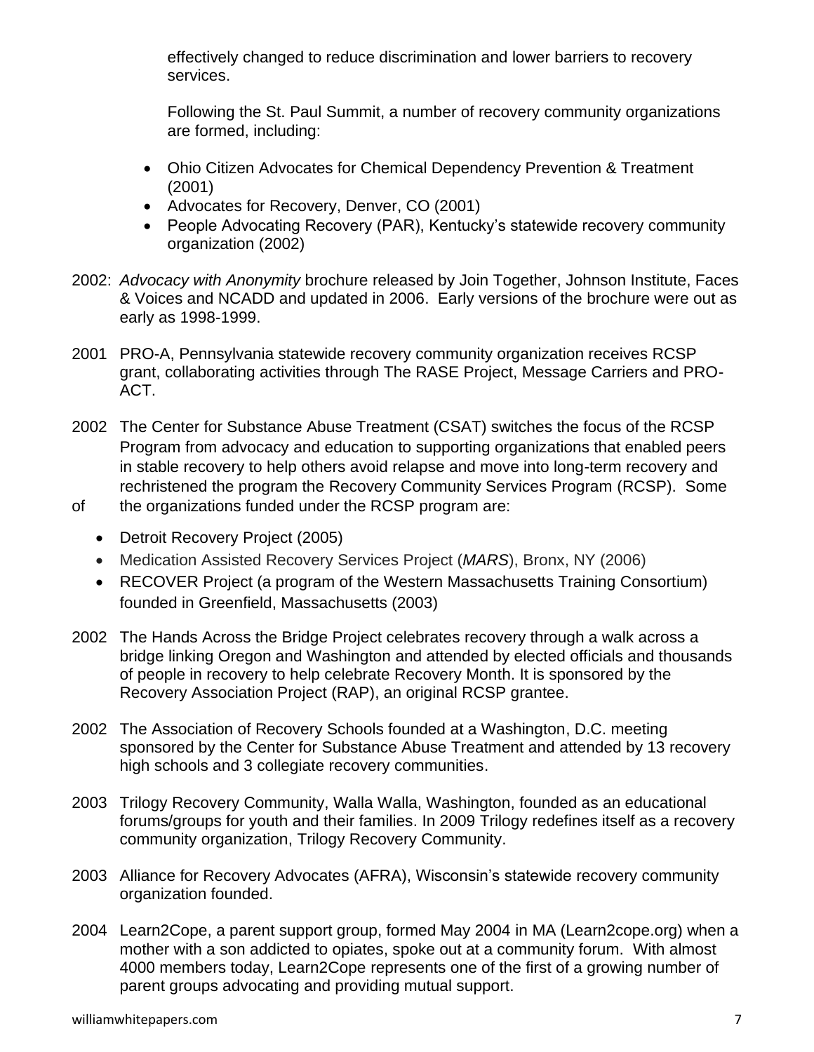effectively changed to reduce discrimination and lower barriers to recovery services.

Following the St. Paul Summit, a number of recovery community organizations are formed, including:

- Ohio Citizen Advocates for Chemical Dependency Prevention & Treatment (2001)
- Advocates for Recovery, Denver, CO (2001)
- People Advocating Recovery (PAR), Kentucky's statewide recovery community organization (2002)

2002: *Advocacy with Anonymity* brochure released by Join Together, Johnson Institute, Faces & Voices and NCADD and updated in 2006. Early versions of the brochure were out as early as 1998-1999.

2001 PRO-A, Pennsylvania statewide recovery community organization receives RCSP grant, collaborating activities through The RASE Project, Message Carriers and PRO-ACT.

2002 The Center for Substance Abuse Treatment (CSAT) switches the focus of the RCSP Program from advocacy and education to supporting organizations that enabled peers in stable recovery to help others avoid relapse and move into long-term recovery and rechristened the program the Recovery Community Services Program (RCSP). Some of the organizations funded under the RCSP program are:

- Detroit Recovery Project (2005)
- Medication Assisted Recovery Services Project (*MARS*), Bronx, NY (2006)
- RECOVER Project (a program of the Western Massachusetts Training Consortium) founded in Greenfield, Massachusetts (2003)

2002 The Hands Across the Bridge Project celebrates recovery through a walk across a bridge linking Oregon and Washington and attended by elected officials and thousands of people in recovery to help celebrate Recovery Month. It is sponsored by the Recovery Association Project (RAP), an original RCSP grantee.

2002 The Association of Recovery Schools founded at a Washington, D.C. meeting sponsored by the Center for Substance Abuse Treatment and attended by 13 recovery high schools and 3 collegiate recovery communities.

2003 Trilogy Recovery Community, Walla Walla, Washington, founded as an educational forums/groups for youth and their families. In 2009 Trilogy redefines itself as a recovery community organization, Trilogy Recovery Community.

2003 Alliance for Recovery Advocates (AFRA), Wisconsin's statewide recovery community organization founded.

2004 Learn2Cope, a parent support group, formed May 2004 in MA (Learn2cope.org) when a mother with a son addicted to opiates, spoke out at a community forum. With almost 4000 members today, Learn2Cope represents one of the first of a growing number of parent groups advocating and providing mutual support.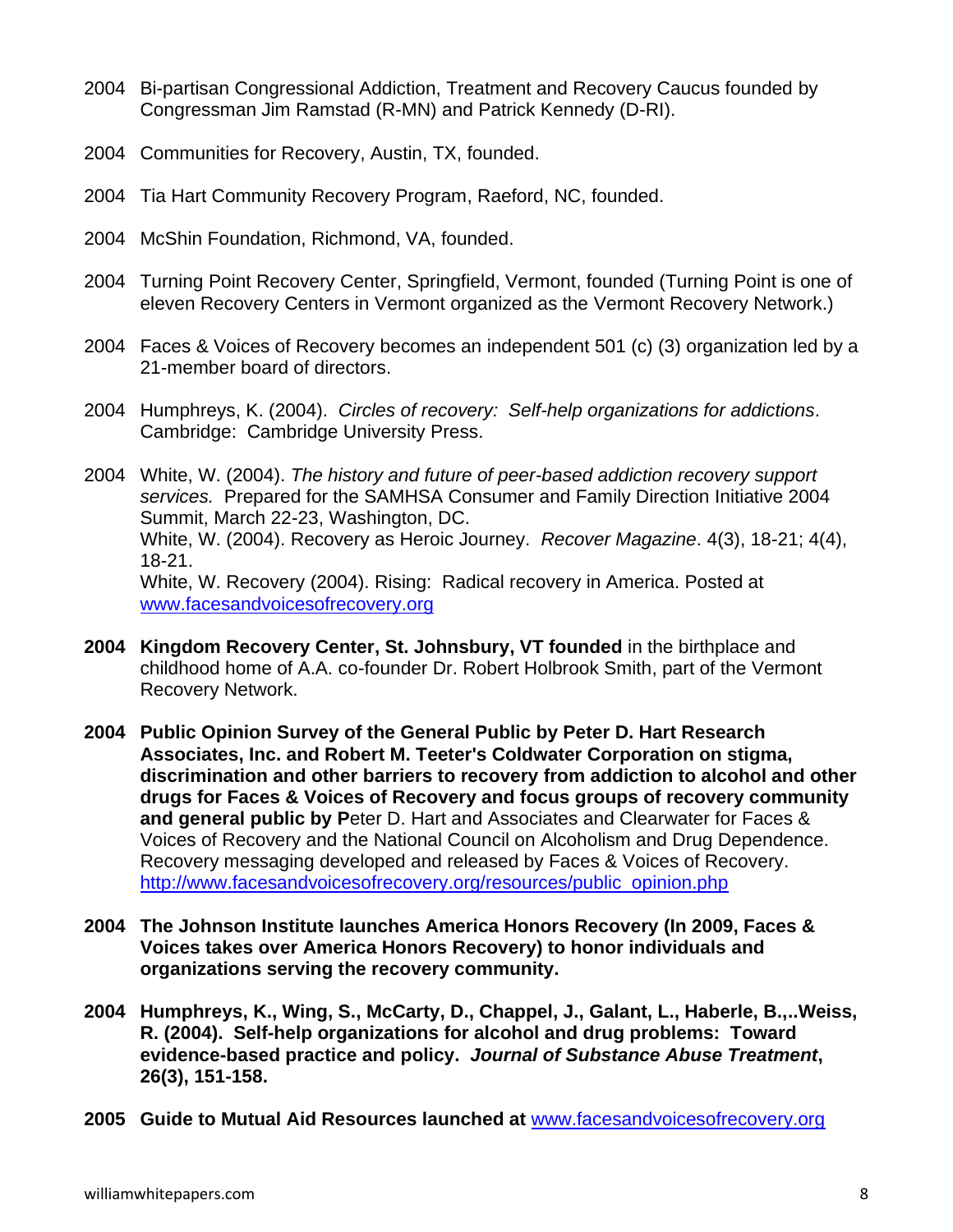2004 Bi-partisan Congressional Addiction, Treatment and Recovery Caucus founded by Congressman Jim Ramstad (R-MN) and Patrick Kennedy (D-RI).

2004 Communities for Recovery, Austin, TX, founded.

2004 Tia Hart Community Recovery Program, Raeford, NC, founded.

2004 McShin Foundation, Richmond, VA, founded.

2004 Turning Point Recovery Center, Springfield, Vermont, founded (Turning Point is one of eleven Recovery Centers in Vermont organized as the Vermont Recovery Network.)

2004 Faces & Voices of Recovery becomes an independent 501 (c) (3) organization led by a 21-member board of directors.

2004 Humphreys, K. (2004). *Circles of recovery: Self-help organizations for addictions*. Cambridge: Cambridge University Press.

2004 White, W. (2004). *The history and future of peer-based addiction recovery support services.* Prepared for the SAMHSA Consumer and Family Direction Initiative 2004 Summit, March 22-23, Washington, DC.
White, W. (2004). Recovery as Heroic Journey. *Recover Magazine*. 4(3), 18-21; 4(4), 18-21.
White, W. Recovery (2004). Rising: Radical recovery in America. Posted at www.facesandvoicesofrecovery.org

**2004 Kingdom Recovery Center, St. Johnsbury, VT founded** in the birthplace and childhood home of A.A. co-founder Dr. Robert Holbrook Smith, part of the Vermont Recovery Network.

**2004 Public Opinion Survey of the General Public by Peter D. Hart Research Associates, Inc. and Robert M. Teeter's Coldwater Corporation on stigma, discrimination and other barriers to recovery from addiction to alcohol and other drugs for Faces & Voices of Recovery and focus groups of recovery community and general public by P**eter D. Hart and Associates and Clearwater for Faces & Voices of Recovery and the National Council on Alcoholism and Drug Dependence. Recovery messaging developed and released by Faces & Voices of Recovery. http://www.facesandvoicesofrecovery.org/resources/public_opinion.php

**2004 The Johnson Institute launches America Honors Recovery (In 2009, Faces & Voices takes over America Honors Recovery) to honor individuals and organizations serving the recovery community.**

**2004 Humphreys, K., Wing, S., McCarty, D., Chappel, J., Galant, L., Haberle, B.,..Weiss, R. (2004). Self-help organizations for alcohol and drug problems: Toward evidence-based practice and policy. *Journal of Substance Abuse Treatment*, 26(3), 151-158.**

**2005 Guide to Mutual Aid Resources launched at** www.facesandvoicesofrecovery.org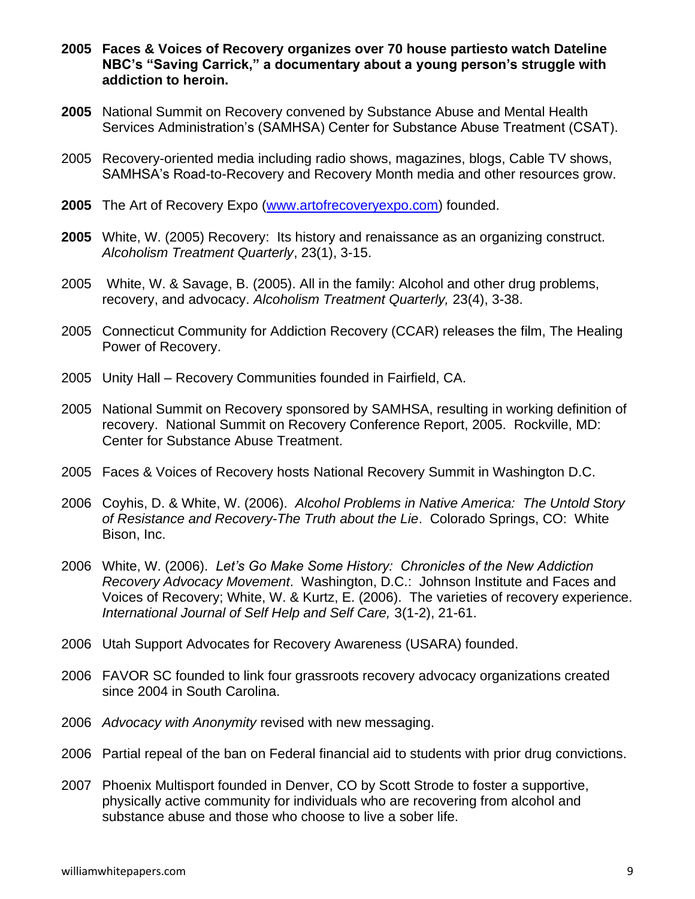**2005 Faces & Voices of Recovery organizes over 70 house partiesto watch Dateline NBC's "Saving Carrick," a documentary about a young person's struggle with addiction to heroin.**

**2005** National Summit on Recovery convened by Substance Abuse and Mental Health Services Administration's (SAMHSA) Center for Substance Abuse Treatment (CSAT).

2005 Recovery-oriented media including radio shows, magazines, blogs, Cable TV shows, SAMHSA's Road-to-Recovery and Recovery Month media and other resources grow.

**2005** The Art of Recovery Expo ([www.artofrecoveryexpo.com](www.artofrecoveryexpo.com)) founded.

**2005** White, W. (2005) Recovery: Its history and renaissance as an organizing construct. *Alcoholism Treatment Quarterly*, 23(1), 3-15.

2005 White, W. & Savage, B. (2005). All in the family: Alcohol and other drug problems, recovery, and advocacy. *Alcoholism Treatment Quarterly,* 23(4), 3-38.

2005 Connecticut Community for Addiction Recovery (CCAR) releases the film, The Healing Power of Recovery.

2005 Unity Hall – Recovery Communities founded in Fairfield, CA.

2005 National Summit on Recovery sponsored by SAMHSA, resulting in working definition of recovery. National Summit on Recovery Conference Report, 2005. Rockville, MD: Center for Substance Abuse Treatment.

2005 Faces & Voices of Recovery hosts National Recovery Summit in Washington D.C.

2006 Coyhis, D. & White, W. (2006). *Alcohol Problems in Native America: The Untold Story of Resistance and Recovery-The Truth about the Lie*. Colorado Springs, CO: White Bison, Inc.

2006 White, W. (2006). *Let's Go Make Some History: Chronicles of the New Addiction Recovery Advocacy Movement*. Washington, D.C.: Johnson Institute and Faces and Voices of Recovery; White, W. & Kurtz, E. (2006). The varieties of recovery experience. *International Journal of Self Help and Self Care,* 3(1-2), 21-61.

2006 Utah Support Advocates for Recovery Awareness (USARA) founded.

2006 FAVOR SC founded to link four grassroots recovery advocacy organizations created since 2004 in South Carolina.

2006 *Advocacy with Anonymity* revised with new messaging.

2006 Partial repeal of the ban on Federal financial aid to students with prior drug convictions.

2007 Phoenix Multisport founded in Denver, CO by Scott Strode to foster a supportive, physically active community for individuals who are recovering from alcohol and substance abuse and those who choose to live a sober life.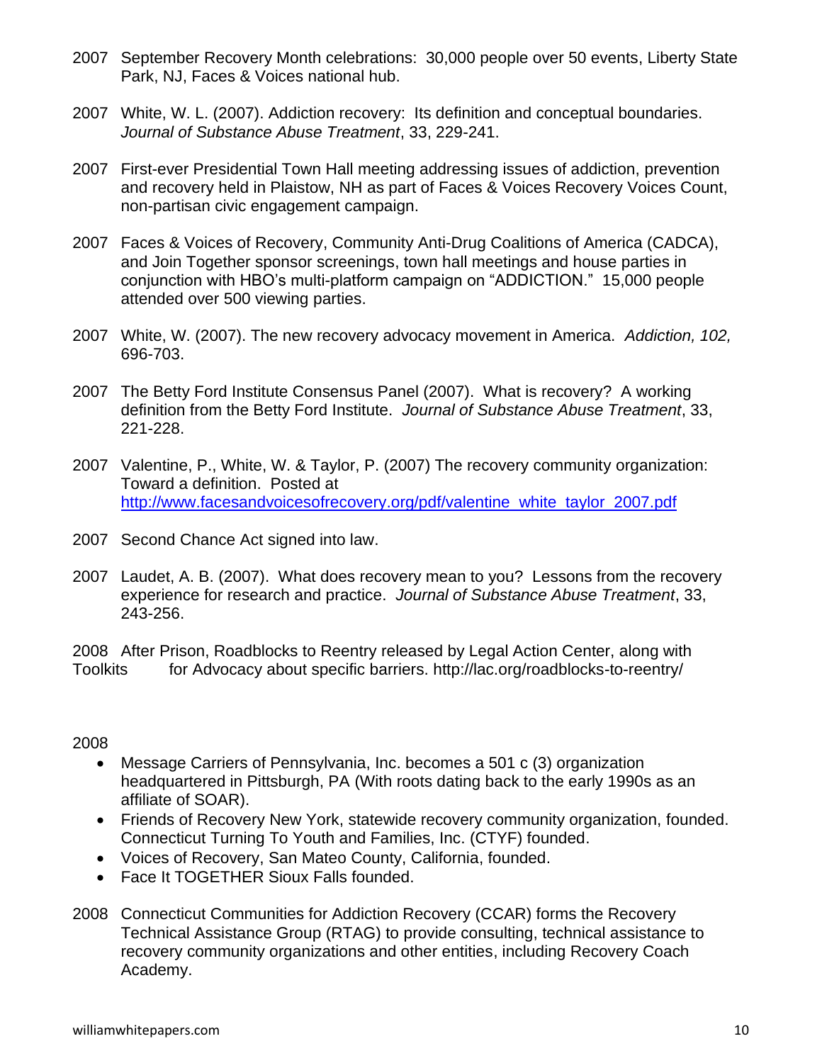2007 September Recovery Month celebrations: 30,000 people over 50 events, Liberty State Park, NJ, Faces & Voices national hub.

2007 White, W. L. (2007). Addiction recovery: Its definition and conceptual boundaries. *Journal of Substance Abuse Treatment*, 33, 229-241.

2007 First-ever Presidential Town Hall meeting addressing issues of addiction, prevention and recovery held in Plaistow, NH as part of Faces & Voices Recovery Voices Count, non-partisan civic engagement campaign.

2007 Faces & Voices of Recovery, Community Anti-Drug Coalitions of America (CADCA), and Join Together sponsor screenings, town hall meetings and house parties in conjunction with HBO's multi-platform campaign on "ADDICTION." 15,000 people attended over 500 viewing parties.

2007 White, W. (2007). The new recovery advocacy movement in America. *Addiction, 102,* 696-703.

2007 The Betty Ford Institute Consensus Panel (2007). What is recovery? A working definition from the Betty Ford Institute. *Journal of Substance Abuse Treatment*, 33, 221-228.

2007 Valentine, P., White, W. & Taylor, P. (2007) The recovery community organization: Toward a definition. Posted at http://www.facesandvoicesofrecovery.org/pdf/valentine_white_taylor_2007.pdf

2007 Second Chance Act signed into law.

2007 Laudet, A. B. (2007). What does recovery mean to you? Lessons from the recovery experience for research and practice. *Journal of Substance Abuse Treatment*, 33, 243-256.

2008 After Prison, Roadblocks to Reentry released by Legal Action Center, along with Toolkits for Advocacy about specific barriers. http://lac.org/roadblocks-to-reentry/

2008

- Message Carriers of Pennsylvania, Inc. becomes a 501 c (3) organization headquartered in Pittsburgh, PA (With roots dating back to the early 1990s as an affiliate of SOAR).
- Friends of Recovery New York, statewide recovery community organization, founded. Connecticut Turning To Youth and Families, Inc. (CTYF) founded.
- Voices of Recovery, San Mateo County, California, founded.
- Face It TOGETHER Sioux Falls founded.

2008 Connecticut Communities for Addiction Recovery (CCAR) forms the Recovery Technical Assistance Group (RTAG) to provide consulting, technical assistance to recovery community organizations and other entities, including Recovery Coach Academy.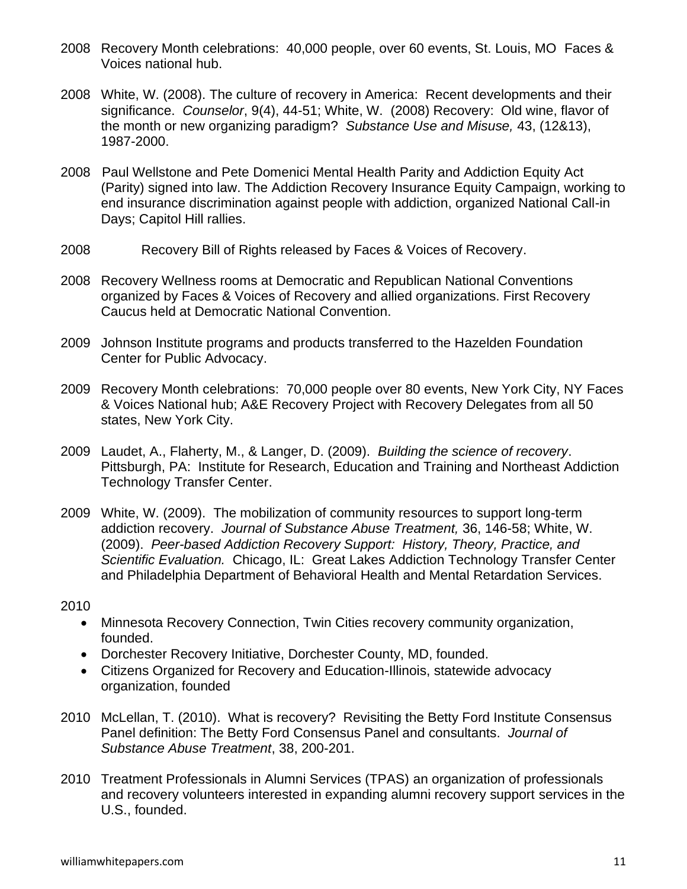2008 Recovery Month celebrations: 40,000 people, over 60 events, St. Louis, MO Faces & Voices national hub.

2008 White, W. (2008). The culture of recovery in America: Recent developments and their significance. *Counselor*, 9(4), 44-51; White, W. (2008) Recovery: Old wine, flavor of the month or new organizing paradigm? *Substance Use and Misuse,* 43, (12&13), 1987-2000.

2008 Paul Wellstone and Pete Domenici Mental Health Parity and Addiction Equity Act (Parity) signed into law. The Addiction Recovery Insurance Equity Campaign, working to end insurance discrimination against people with addiction, organized National Call-in Days; Capitol Hill rallies.

2008 Recovery Bill of Rights released by Faces & Voices of Recovery.

2008 Recovery Wellness rooms at Democratic and Republican National Conventions organized by Faces & Voices of Recovery and allied organizations. First Recovery Caucus held at Democratic National Convention.

2009 Johnson Institute programs and products transferred to the Hazelden Foundation Center for Public Advocacy.

2009 Recovery Month celebrations: 70,000 people over 80 events, New York City, NY Faces & Voices National hub; A&E Recovery Project with Recovery Delegates from all 50 states, New York City.

2009 Laudet, A., Flaherty, M., & Langer, D. (2009). *Building the science of recovery*. Pittsburgh, PA: Institute for Research, Education and Training and Northeast Addiction Technology Transfer Center.

2009 White, W. (2009). The mobilization of community resources to support long-term addiction recovery. *Journal of Substance Abuse Treatment,* 36, 146-58; White, W. (2009). *Peer-based Addiction Recovery Support: History, Theory, Practice, and Scientific Evaluation.* Chicago, IL: Great Lakes Addiction Technology Transfer Center and Philadelphia Department of Behavioral Health and Mental Retardation Services.

2010

- Minnesota Recovery Connection, Twin Cities recovery community organization, founded.
- Dorchester Recovery Initiative, Dorchester County, MD, founded.
- Citizens Organized for Recovery and Education-Illinois, statewide advocacy organization, founded

2010 McLellan, T. (2010). What is recovery? Revisiting the Betty Ford Institute Consensus Panel definition: The Betty Ford Consensus Panel and consultants. *Journal of Substance Abuse Treatment*, 38, 200-201.

2010 Treatment Professionals in Alumni Services (TPAS) an organization of professionals and recovery volunteers interested in expanding alumni recovery support services in the U.S., founded.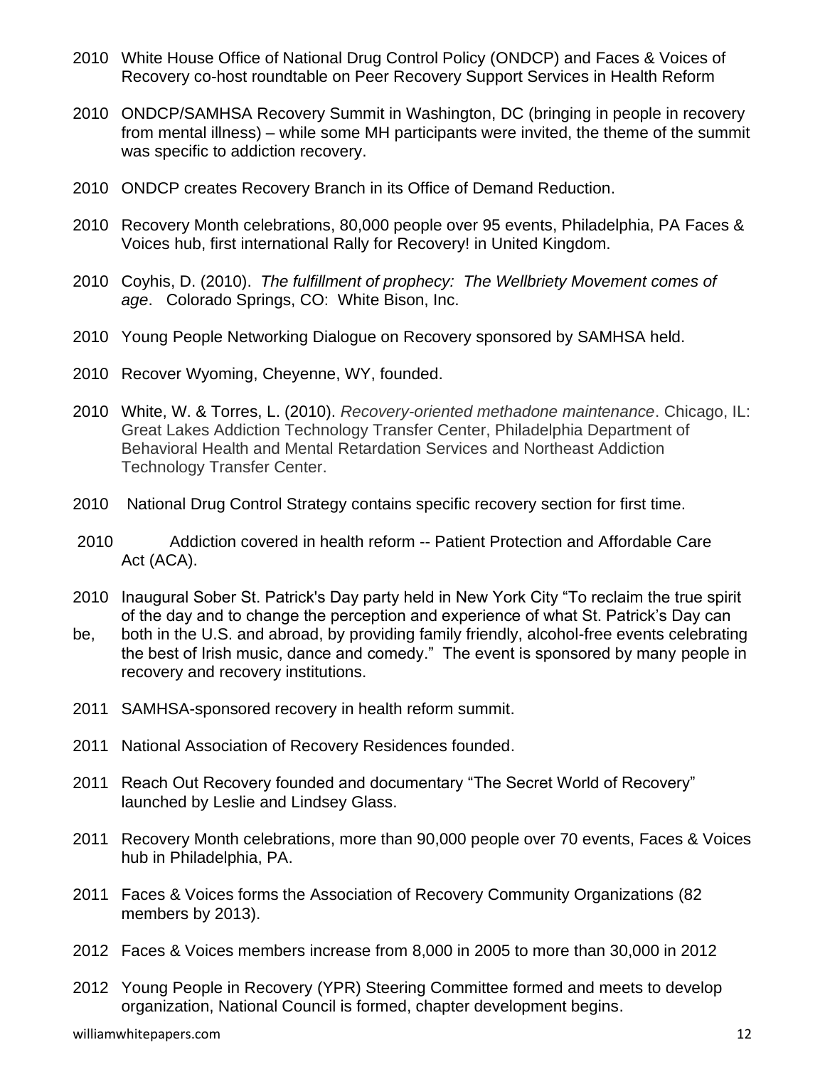2010 White House Office of National Drug Control Policy (ONDCP) and Faces & Voices of Recovery co-host roundtable on Peer Recovery Support Services in Health Reform

2010 ONDCP/SAMHSA Recovery Summit in Washington, DC (bringing in people in recovery from mental illness) – while some MH participants were invited, the theme of the summit was specific to addiction recovery.

2010 ONDCP creates Recovery Branch in its Office of Demand Reduction.

2010 Recovery Month celebrations, 80,000 people over 95 events, Philadelphia, PA Faces & Voices hub, first international Rally for Recovery! in United Kingdom.

2010 Coyhis, D. (2010). *The fulfillment of prophecy: The Wellbriety Movement comes of age*. Colorado Springs, CO: White Bison, Inc.

2010 Young People Networking Dialogue on Recovery sponsored by SAMHSA held.

2010 Recover Wyoming, Cheyenne, WY, founded.

2010 White, W. & Torres, L. (2010). *Recovery-oriented methadone maintenance*. Chicago, IL: Great Lakes Addiction Technology Transfer Center, Philadelphia Department of Behavioral Health and Mental Retardation Services and Northeast Addiction Technology Transfer Center.

2010 National Drug Control Strategy contains specific recovery section for first time.

2010 Addiction covered in health reform -- Patient Protection and Affordable Care Act (ACA).

2010 Inaugural Sober St. Patrick's Day party held in New York City "To reclaim the true spirit of the day and to change the perception and experience of what St. Patrick's Day can be, both in the U.S. and abroad, by providing family friendly, alcohol-free events celebrating the best of Irish music, dance and comedy." The event is sponsored by many people in recovery and recovery institutions.

2011 SAMHSA-sponsored recovery in health reform summit.

2011 National Association of Recovery Residences founded.

2011 Reach Out Recovery founded and documentary "The Secret World of Recovery" launched by Leslie and Lindsey Glass.

2011 Recovery Month celebrations, more than 90,000 people over 70 events, Faces & Voices hub in Philadelphia, PA.

2011 Faces & Voices forms the Association of Recovery Community Organizations (82 members by 2013).

2012 Faces & Voices members increase from 8,000 in 2005 to more than 30,000 in 2012

2012 Young People in Recovery (YPR) Steering Committee formed and meets to develop organization, National Council is formed, chapter development begins.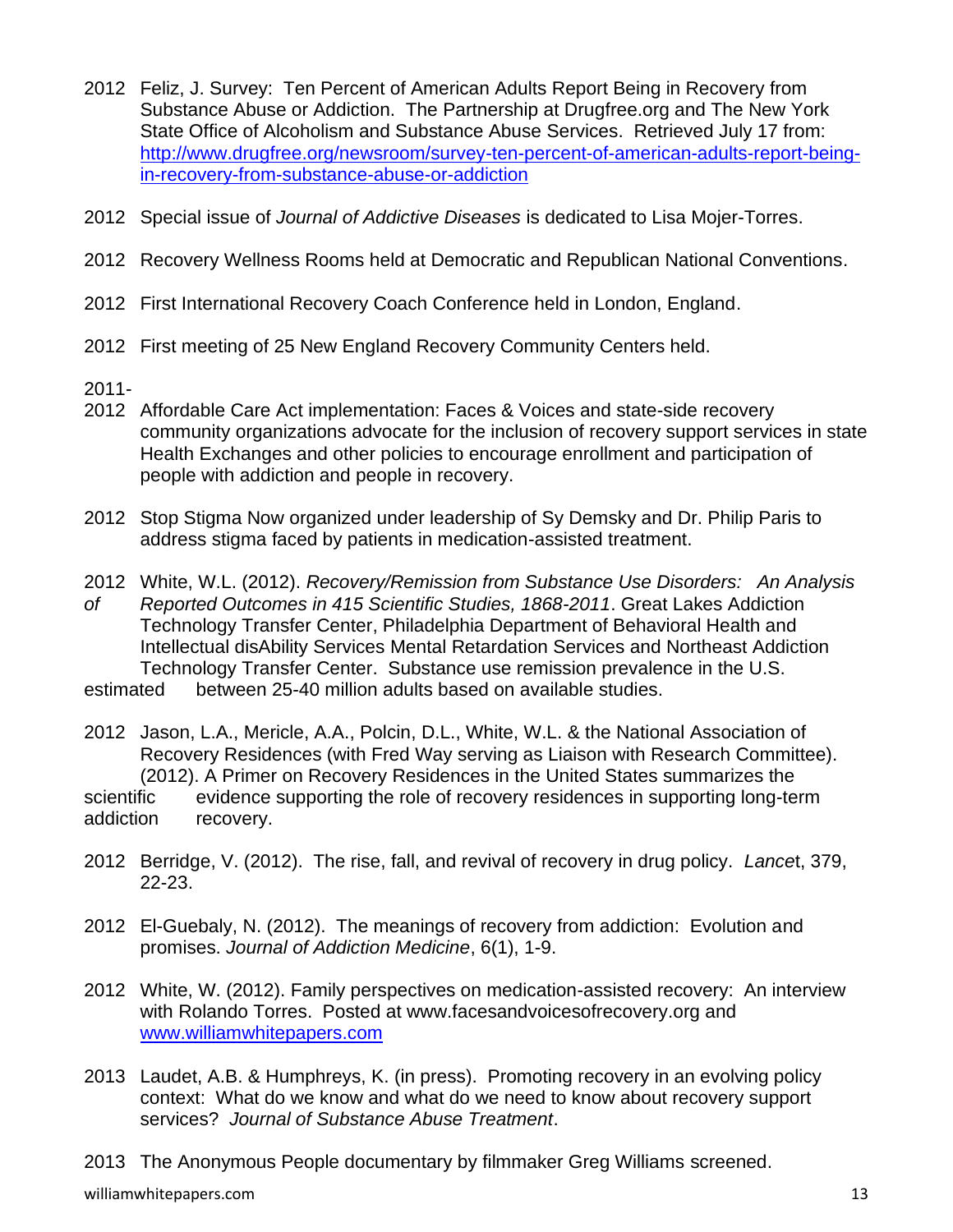2012 Feliz, J. Survey: Ten Percent of American Adults Report Being in Recovery from Substance Abuse or Addiction. The Partnership at Drugfree.org and The New York State Office of Alcoholism and Substance Abuse Services. Retrieved July 17 from: [http://www.drugfree.org/newsroom/survey-ten-percent-of-american-adults-report-being-in-recovery-from-substance-abuse-or-addiction](http://www.drugfree.org/newsroom/survey-ten-percent-of-american-adults-report-being-in-recovery-from-substance-abuse-or-addiction)

2012 Special issue of *Journal of Addictive Diseases* is dedicated to Lisa Mojer-Torres.

2012 Recovery Wellness Rooms held at Democratic and Republican National Conventions.

2012 First International Recovery Coach Conference held in London, England.

2012 First meeting of 25 New England Recovery Community Centers held.

2011-2012 Affordable Care Act implementation: Faces & Voices and state-side recovery community organizations advocate for the inclusion of recovery support services in state Health Exchanges and other policies to encourage enrollment and participation of people with addiction and people in recovery.

2012 Stop Stigma Now organized under leadership of Sy Demsky and Dr. Philip Paris to address stigma faced by patients in medication-assisted treatment.

2012 White, W.L. (2012). *Recovery/Remission from Substance Use Disorders: An Analysis of Reported Outcomes in 415 Scientific Studies, 1868-2011*. Great Lakes Addiction Technology Transfer Center, Philadelphia Department of Behavioral Health and Intellectual disAbility Services Mental Retardation Services and Northeast Addiction Technology Transfer Center. Substance use remission prevalence in the U.S. estimated between 25-40 million adults based on available studies.

2012 Jason, L.A., Mericle, A.A., Polcin, D.L., White, W.L. & the National Association of Recovery Residences (with Fred Way serving as Liaison with Research Committee). (2012). A Primer on Recovery Residences in the United States summarizes the scientific evidence supporting the role of recovery residences in supporting long-term addiction recovery.

2012 Berridge, V. (2012). The rise, fall, and revival of recovery in drug policy. *Lancet*, 379, 22-23.

2012 El-Guebaly, N. (2012). The meanings of recovery from addiction: Evolution and promises. *Journal of Addiction Medicine*, 6(1), 1-9.

2012 White, W. (2012). Family perspectives on medication-assisted recovery: An interview with Rolando Torres. Posted at www.facesandvoicesofrecovery.org and [www.williamwhitepapers.com](www.williamwhitepapers.com)

2013 Laudet, A.B. & Humphreys, K. (in press). Promoting recovery in an evolving policy context: What do we know and what do we need to know about recovery support services? *Journal of Substance Abuse Treatment*.

2013 The Anonymous People documentary by filmmaker Greg Williams screened.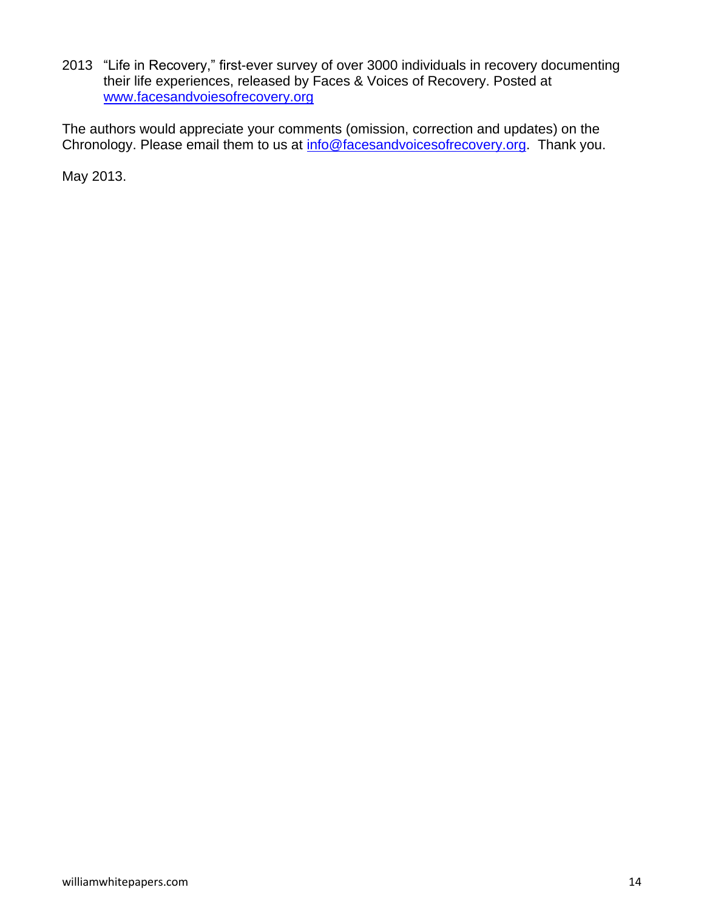2013 "Life in Recovery," first-ever survey of over 3000 individuals in recovery documenting their life experiences, released by Faces & Voices of Recovery. Posted at www.facesandvoiesofrecovery.org

The authors would appreciate your comments (omission, correction and updates) on the Chronology. Please email them to us at info@facesandvoicesofrecovery.org. Thank you.

May 2013.